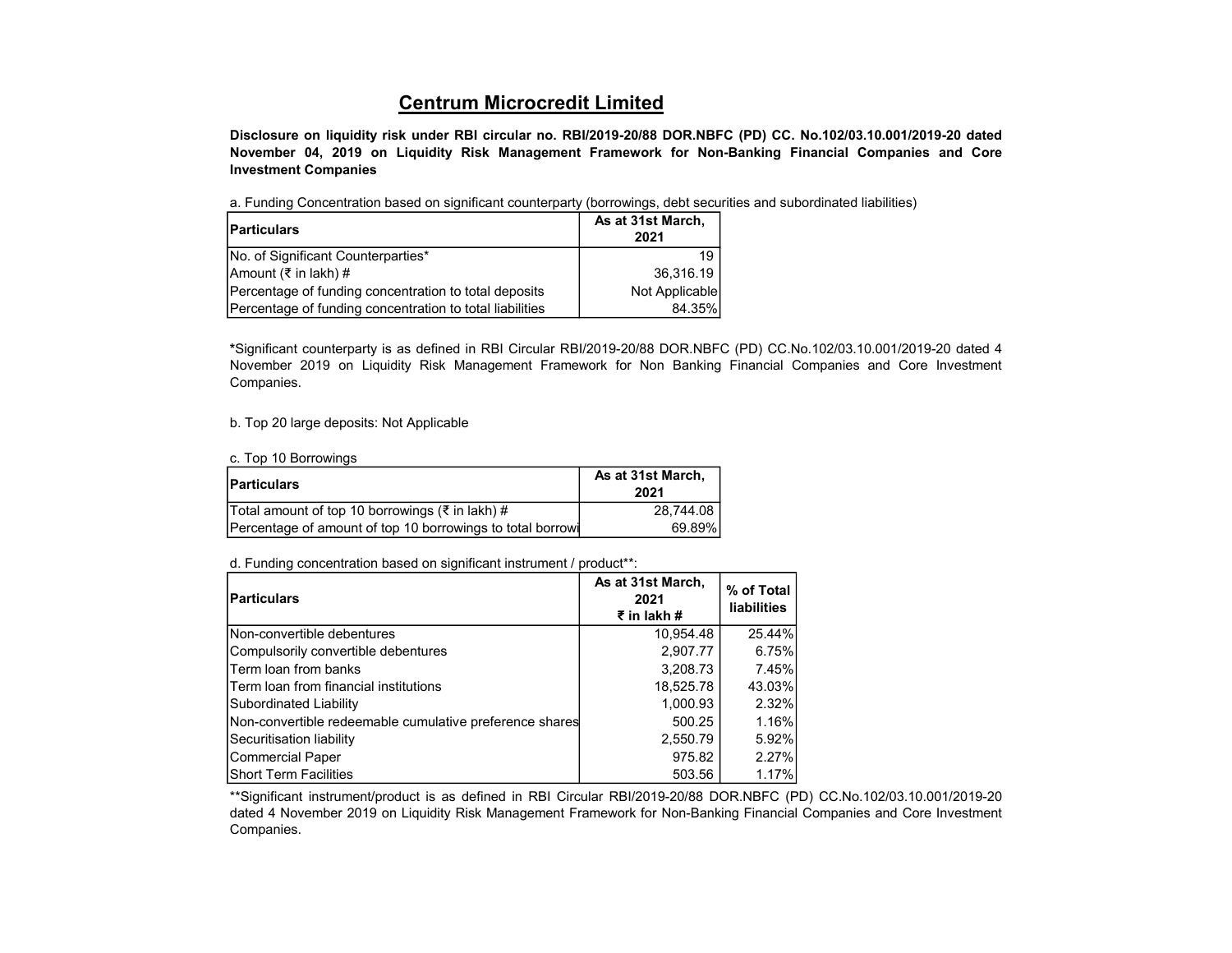# Centrum Microcredit Limited

**Disclosure on liquidity risk under RBI circular no. RBI/2019-20/88 DOR.NBFC (PD) CC. No.102/03.10.001/2019-20 dated November 04, 2019 on Liquidity Risk Management Framework for Non-Banking Financial Companies and Core Investment Companies**

a. Funding Concentration based on significant counterparty (borrowings, debt securities and subordinated liabilities)

| Particulars | As at 31st March, 2021 |
|---|---|
| No. of Significant Counterparties* | 19 |
| Amount (₹ in lakh) # | 36,316.19 |
| Percentage of funding concentration to total deposits | Not Applicable |
| Percentage of funding concentration to total liabilities | 84.35% |

*Significant counterparty is as defined in RBI Circular RBI/2019-20/88 DOR.NBFC (PD) CC.No.102/03.10.001/2019-20 dated 4 November 2019 on Liquidity Risk Management Framework for Non Banking Financial Companies and Core Investment Companies.

b. Top 20 large deposits: Not Applicable

c. Top 10 Borrowings

| Particulars | As at 31st March, 2021 |
|---|---|
| Total amount of top 10 borrowings (₹ in lakh) # | 28,744.08 |
| Percentage of amount of top 10 borrowings to total borrowi | 69.89% |

d. Funding concentration based on significant instrument / product**:

| Particulars | As at 31st March, 2021 ₹ in lakh # | % of Total liabilities |
|---|---|---|
| Non-convertible debentures | 10,954.48 | 25.44% |
| Compulsorily convertible debentures | 2,907.77 | 6.75% |
| Term loan from banks | 3,208.73 | 7.45% |
| Term loan from financial institutions | 18,525.78 | 43.03% |
| Subordinated Liability | 1,000.93 | 2.32% |
| Non-convertible redeemable cumulative preference shares | 500.25 | 1.16% |
| Securitisation liability | 2,550.79 | 5.92% |
| Commercial Paper | 975.82 | 2.27% |
| Short Term Facilities | 503.56 | 1.17% |

**Significant instrument/product is as defined in RBI Circular RBI/2019-20/88 DOR.NBFC (PD) CC.No.102/03.10.001/2019-20 dated 4 November 2019 on Liquidity Risk Management Framework for Non-Banking Financial Companies and Core Investment Companies.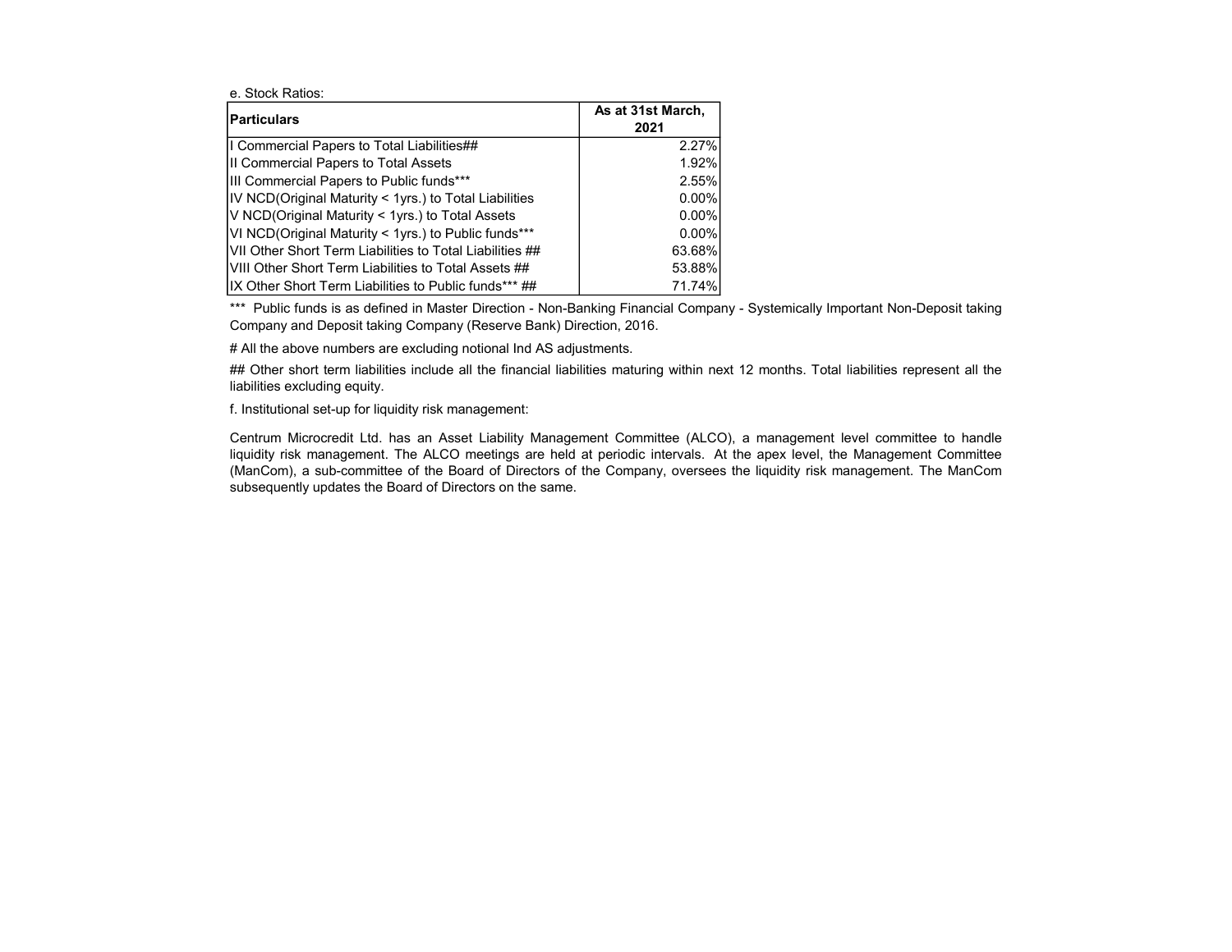e. Stock Ratios:

| Particulars | As at 31st March, 2021 |
|---|---|
| I Commercial Papers to Total Liabilities## | 2.27% |
| II Commercial Papers to Total Assets | 1.92% |
| III Commercial Papers to Public funds*** | 2.55% |
| IV NCD(Original Maturity < 1yrs.) to Total Liabilities | 0.00% |
| V NCD(Original Maturity < 1yrs.) to Total Assets | 0.00% |
| VI NCD(Original Maturity < 1yrs.) to Public funds*** | 0.00% |
| VII Other Short Term Liabilities to Total Liabilities ## | 63.68% |
| VIII Other Short Term Liabilities to Total Assets ## | 53.88% |
| IX Other Short Term Liabilities to Public funds*** ## | 71.74% |

*** Public funds is as defined in Master Direction - Non-Banking Financial Company - Systemically Important Non-Deposit taking Company and Deposit taking Company (Reserve Bank) Direction, 2016.

# All the above numbers are excluding notional Ind AS adjustments.

## Other short term liabilities include all the financial liabilities maturing within next 12 months. Total liabilities represent all the liabilities excluding equity.

f. Institutional set-up for liquidity risk management:

Centrum Microcredit Ltd. has an Asset Liability Management Committee (ALCO), a management level committee to handle liquidity risk management. The ALCO meetings are held at periodic intervals. At the apex level, the Management Committee (ManCom), a sub-committee of the Board of Directors of the Company, oversees the liquidity risk management. The ManCom subsequently updates the Board of Directors on the same.